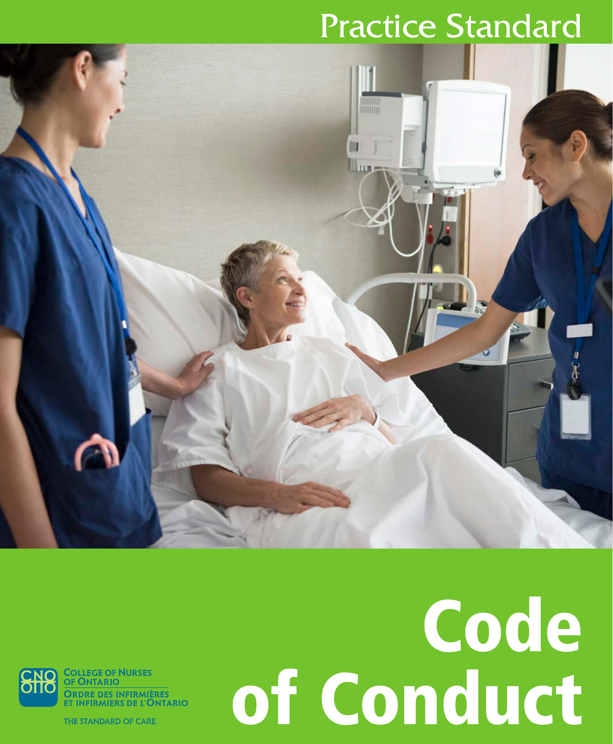Practice Standard

# Code of Conduct

COLLEGE OF NURSES OF ONTARIO

ORDRE DES INFIRMIÈRES ET INFIRMIERS DE L'ONTARIO

THE STANDARD OF CARE.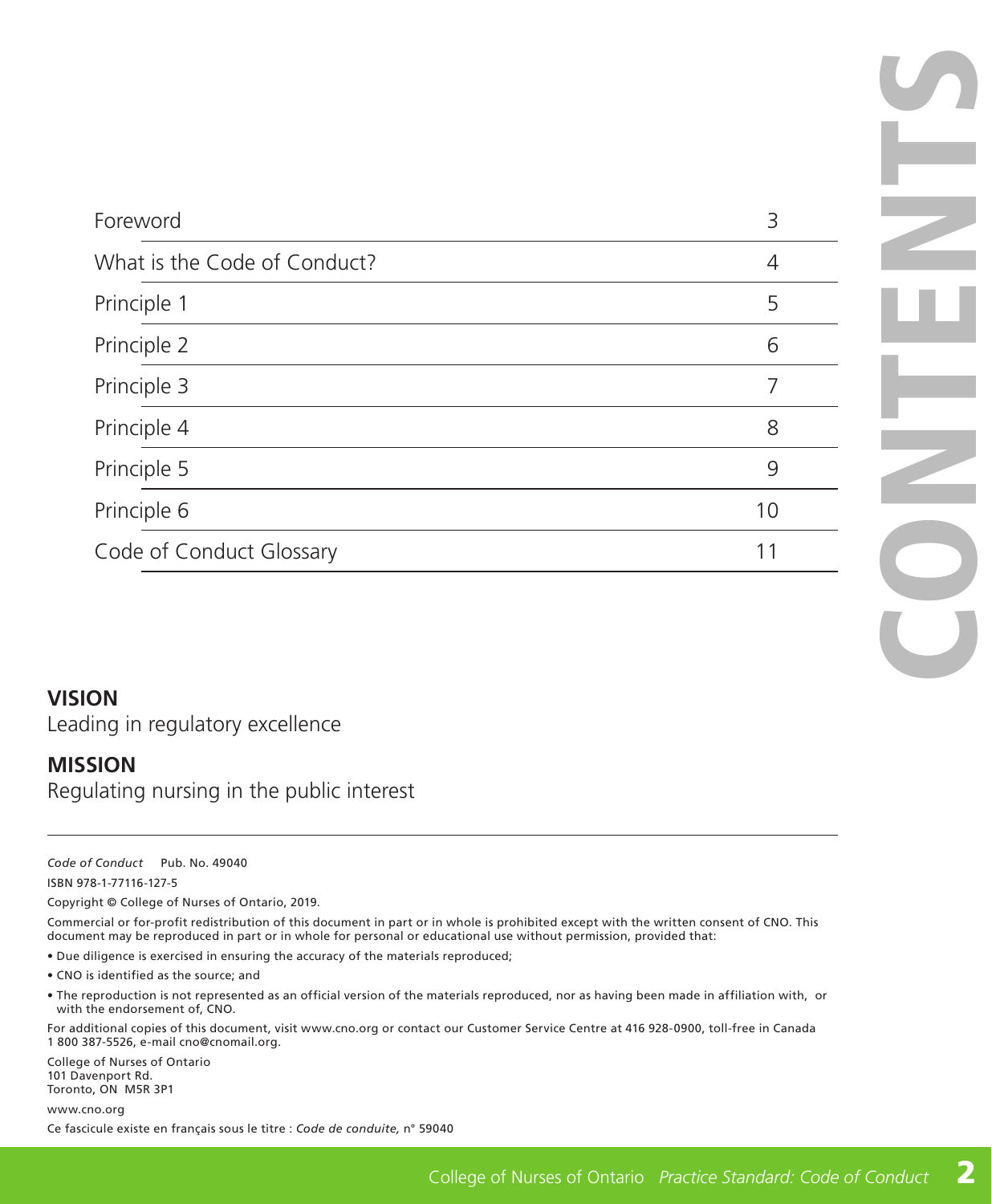# CONTENTS

| | |
|---|---|
| Foreword | 3 |
| What is the Code of Conduct? | 4 |
| Principle 1 | 5 |
| Principle 2 | 6 |
| Principle 3 | 7 |
| Principle 4 | 8 |
| Principle 5 | 9 |
| Principle 6 | 10 |
| Code of Conduct Glossary | 11 |

**VISION**

Leading in regulatory excellence

**MISSION**

Regulating nursing in the public interest

---

*Code of Conduct* Pub. No. 49040

ISBN 978-1-77116-127-5

Copyright © College of Nurses of Ontario, 2019.

Commercial or for-profit redistribution of this document in part or in whole is prohibited except with the written consent of CNO. This document may be reproduced in part or in whole for personal or educational use without permission, provided that:

- Due diligence is exercised in ensuring the accuracy of the materials reproduced;
- CNO is identified as the source; and
- The reproduction is not represented as an official version of the materials reproduced, nor as having been made in affiliation with, or with the endorsement of, CNO.

For additional copies of this document, visit www.cno.org or contact our Customer Service Centre at 416 928-0900, toll-free in Canada 1 800 387-5526, e-mail cno@cnomail.org.

College of Nurses of Ontario
101 Davenport Rd.
Toronto, ON M5R 3P1

www.cno.org

Ce fascicule existe en français sous le titre : *Code de conduite,* n° 59040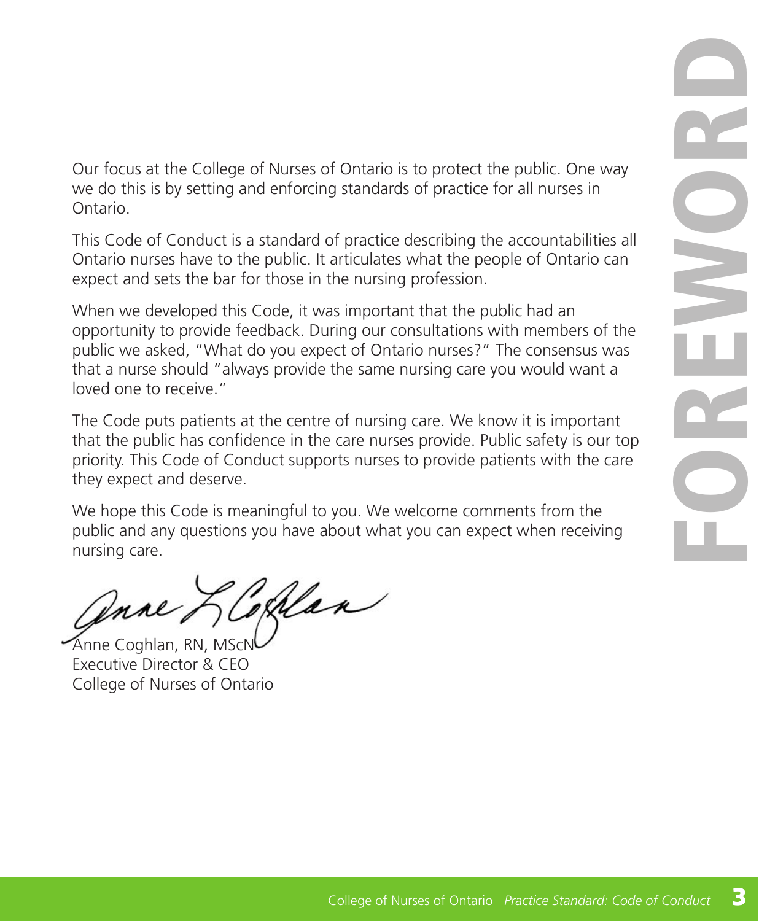# FOREWORD

Our focus at the College of Nurses of Ontario is to protect the public. One way we do this is by setting and enforcing standards of practice for all nurses in Ontario.

This Code of Conduct is a standard of practice describing the accountabilities all Ontario nurses have to the public. It articulates what the people of Ontario can expect and sets the bar for those in the nursing profession.

When we developed this Code, it was important that the public had an opportunity to provide feedback. During our consultations with members of the public we asked, "What do you expect of Ontario nurses?" The consensus was that a nurse should "always provide the same nursing care you would want a loved one to receive."

The Code puts patients at the centre of nursing care. We know it is important that the public has confidence in the care nurses provide. Public safety is our top priority. This Code of Conduct supports nurses to provide patients with the care they expect and deserve.

We hope this Code is meaningful to you. We welcome comments from the public and any questions you have about what you can expect when receiving nursing care.

Anne Coghlan, RN, MScN
Executive Director & CEO
College of Nurses of Ontario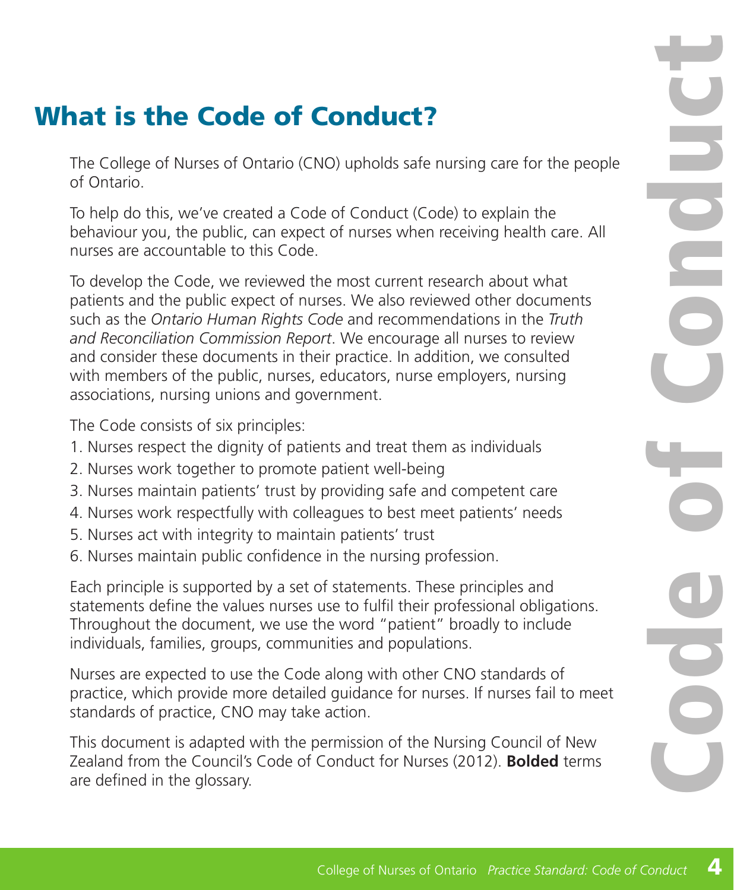# What is the Code of Conduct?

The College of Nurses of Ontario (CNO) upholds safe nursing care for the people of Ontario.

To help do this, we've created a Code of Conduct (Code) to explain the behaviour you, the public, can expect of nurses when receiving health care. All nurses are accountable to this Code.

To develop the Code, we reviewed the most current research about what patients and the public expect of nurses. We also reviewed other documents such as the *Ontario Human Rights Code* and recommendations in the *Truth and Reconciliation Commission Report*. We encourage all nurses to review and consider these documents in their practice. In addition, we consulted with members of the public, nurses, educators, nurse employers, nursing associations, nursing unions and government.

The Code consists of six principles:

1. Nurses respect the dignity of patients and treat them as individuals
2. Nurses work together to promote patient well-being
3. Nurses maintain patients' trust by providing safe and competent care
4. Nurses work respectfully with colleagues to best meet patients' needs
5. Nurses act with integrity to maintain patients' trust
6. Nurses maintain public confidence in the nursing profession.

Each principle is supported by a set of statements. These principles and statements define the values nurses use to fulfil their professional obligations. Throughout the document, we use the word "patient" broadly to include individuals, families, groups, communities and populations.

Nurses are expected to use the Code along with other CNO standards of practice, which provide more detailed guidance for nurses. If nurses fail to meet standards of practice, CNO may take action.

This document is adapted with the permission of the Nursing Council of New Zealand from the Council's Code of Conduct for Nurses (2012). **Bolded** terms are defined in the glossary.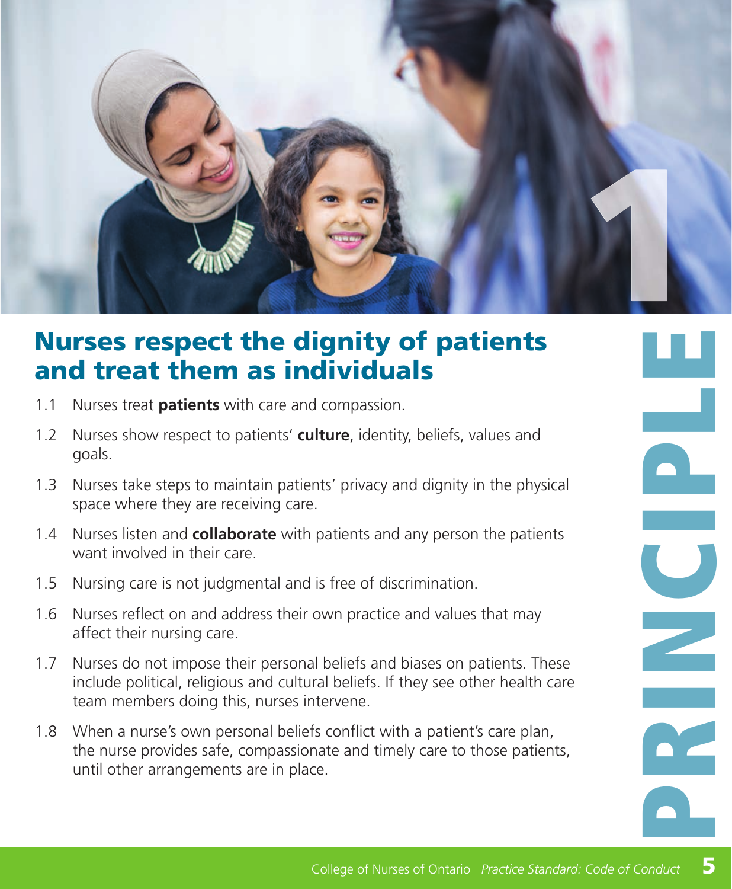# PRINCIPLE 1

## Nurses respect the dignity of patients and treat them as individuals

1.1 Nurses treat **patients** with care and compassion.

1.2 Nurses show respect to patients' **culture**, identity, beliefs, values and goals.

1.3 Nurses take steps to maintain patients' privacy and dignity in the physical space where they are receiving care.

1.4 Nurses listen and **collaborate** with patients and any person the patients want involved in their care.

1.5 Nursing care is not judgmental and is free of discrimination.

1.6 Nurses reflect on and address their own practice and values that may affect their nursing care.

1.7 Nurses do not impose their personal beliefs and biases on patients. These include political, religious and cultural beliefs. If they see other health care team members doing this, nurses intervene.

1.8 When a nurse's own personal beliefs conflict with a patient's care plan, the nurse provides safe, compassionate and timely care to those patients, until other arrangements are in place.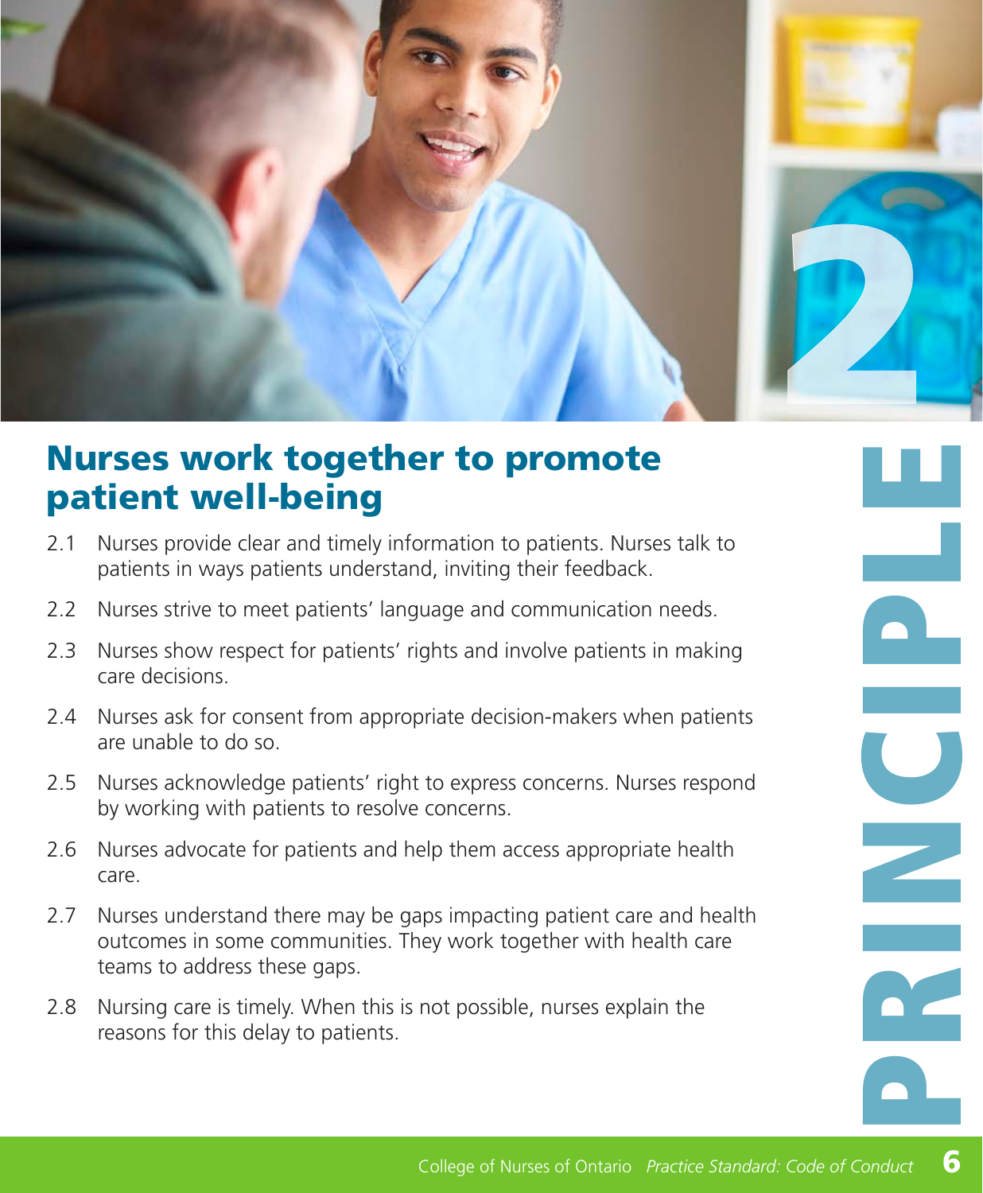# Principle 2

## Nurses work together to promote patient well-being

2.1 Nurses provide clear and timely information to patients. Nurses talk to patients in ways patients understand, inviting their feedback.

2.2 Nurses strive to meet patients' language and communication needs.

2.3 Nurses show respect for patients' rights and involve patients in making care decisions.

2.4 Nurses ask for consent from appropriate decision-makers when patients are unable to do so.

2.5 Nurses acknowledge patients' right to express concerns. Nurses respond by working with patients to resolve concerns.

2.6 Nurses advocate for patients and help them access appropriate health care.

2.7 Nurses understand there may be gaps impacting patient care and health outcomes in some communities. They work together with health care teams to address these gaps.

2.8 Nursing care is timely. When this is not possible, nurses explain the reasons for this delay to patients.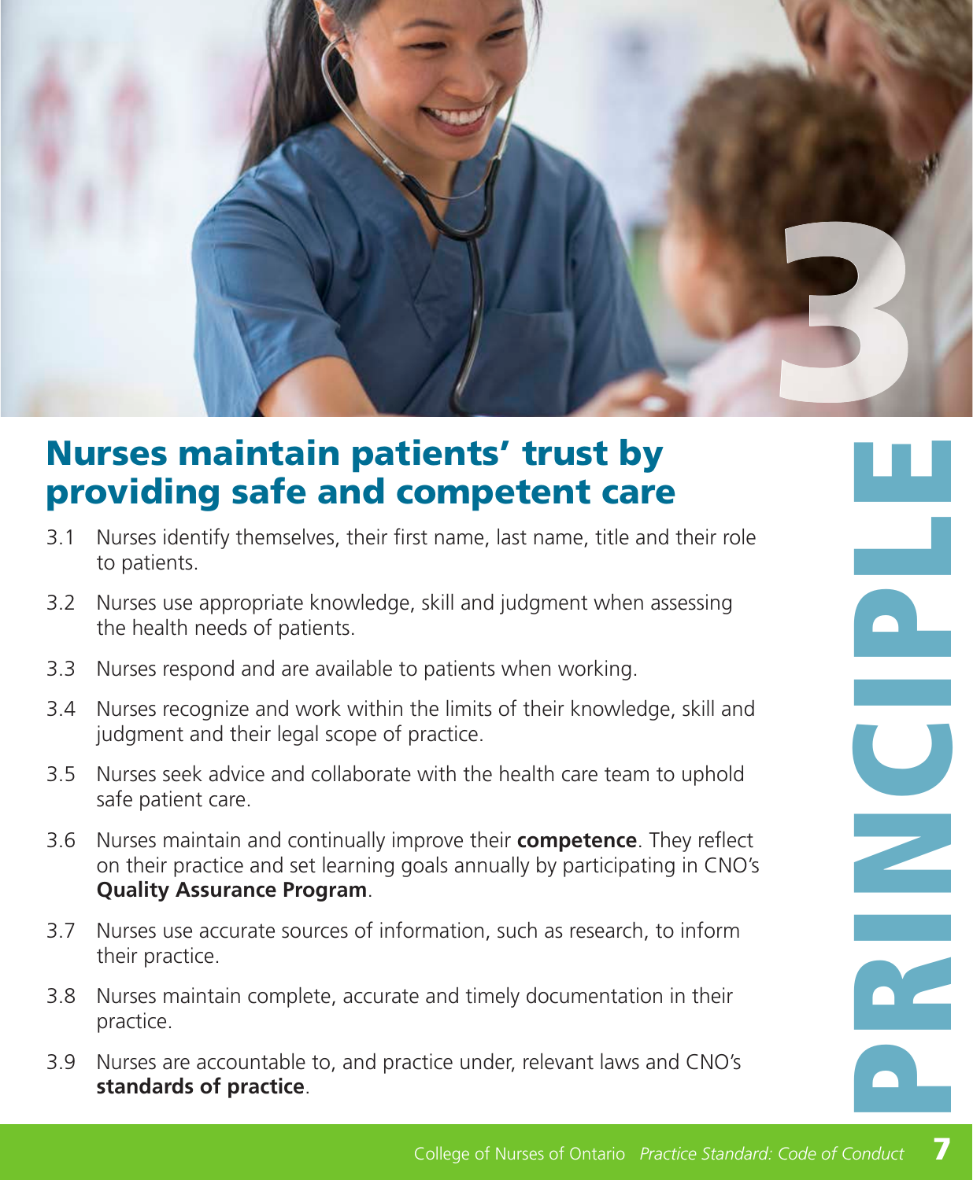# PRINCIPLE 3

## Nurses maintain patients' trust by providing safe and competent care

3.1 Nurses identify themselves, their first name, last name, title and their role to patients.

3.2 Nurses use appropriate knowledge, skill and judgment when assessing the health needs of patients.

3.3 Nurses respond and are available to patients when working.

3.4 Nurses recognize and work within the limits of their knowledge, skill and judgment and their legal scope of practice.

3.5 Nurses seek advice and collaborate with the health care team to uphold safe patient care.

3.6 Nurses maintain and continually improve their **competence**. They reflect on their practice and set learning goals annually by participating in CNO's **Quality Assurance Program**.

3.7 Nurses use accurate sources of information, such as research, to inform their practice.

3.8 Nurses maintain complete, accurate and timely documentation in their practice.

3.9 Nurses are accountable to, and practice under, relevant laws and CNO's **standards of practice**.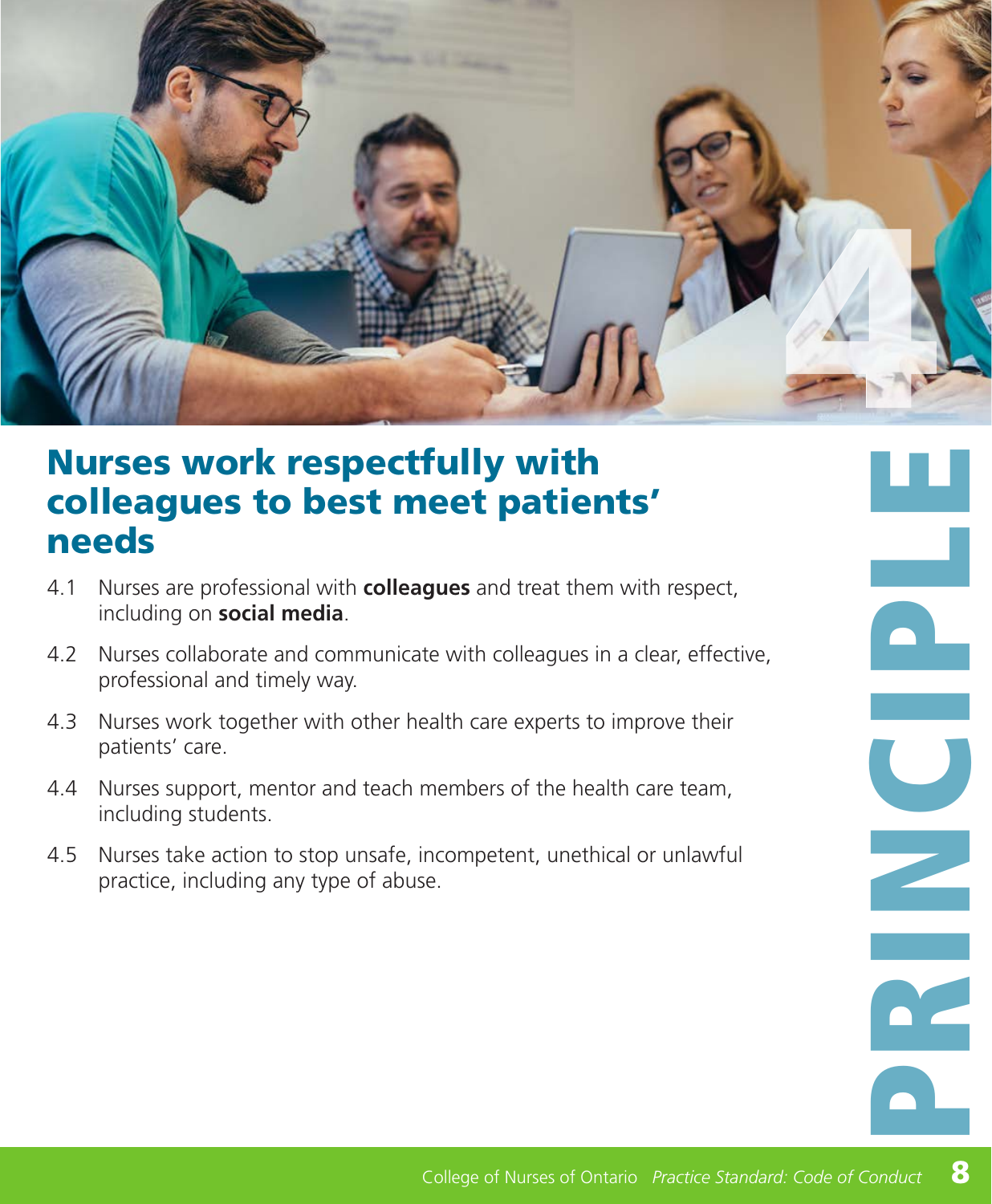# PRINCIPLE 4

## Nurses work respectfully with colleagues to best meet patients' needs

4.1 Nurses are professional with **colleagues** and treat them with respect, including on **social media**.

4.2 Nurses collaborate and communicate with colleagues in a clear, effective, professional and timely way.

4.3 Nurses work together with other health care experts to improve their patients' care.

4.4 Nurses support, mentor and teach members of the health care team, including students.

4.5 Nurses take action to stop unsafe, incompetent, unethical or unlawful practice, including any type of abuse.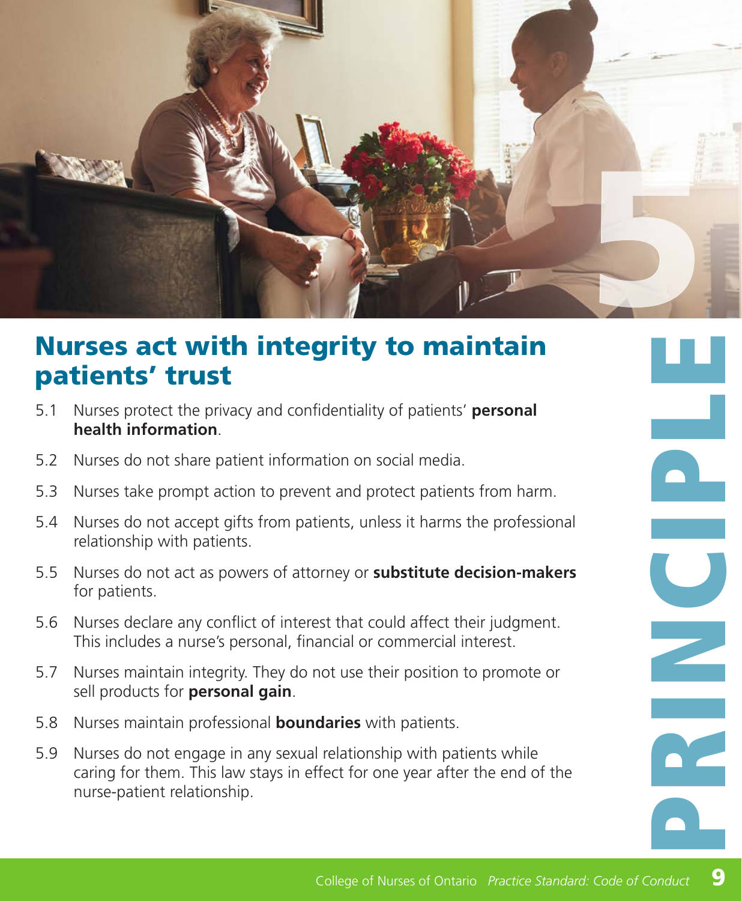# Nurses act with integrity to maintain patients' trust

5.1 Nurses protect the privacy and confidentiality of patients' **personal health information**.

5.2 Nurses do not share patient information on social media.

5.3 Nurses take prompt action to prevent and protect patients from harm.

5.4 Nurses do not accept gifts from patients, unless it harms the professional relationship with patients.

5.5 Nurses do not act as powers of attorney or **substitute decision-makers** for patients.

5.6 Nurses declare any conflict of interest that could affect their judgment. This includes a nurse's personal, financial or commercial interest.

5.7 Nurses maintain integrity. They do not use their position to promote or sell products for **personal gain**.

5.8 Nurses maintain professional **boundaries** with patients.

5.9 Nurses do not engage in any sexual relationship with patients while caring for them. This law stays in effect for one year after the end of the nurse-patient relationship.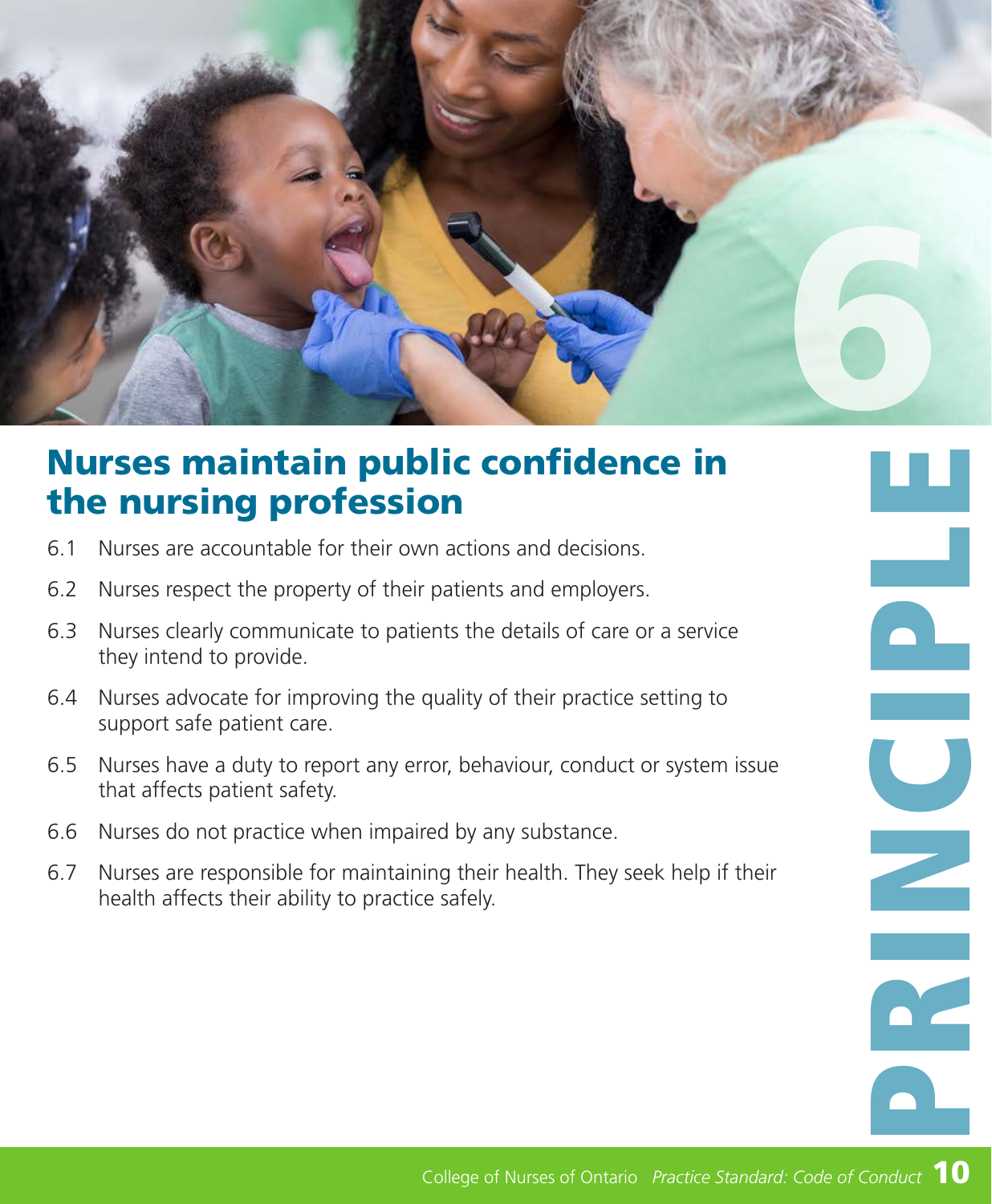# PRINCIPLE 6

## Nurses maintain public confidence in the nursing profession

6.1 Nurses are accountable for their own actions and decisions.

6.2 Nurses respect the property of their patients and employers.

6.3 Nurses clearly communicate to patients the details of care or a service they intend to provide.

6.4 Nurses advocate for improving the quality of their practice setting to support safe patient care.

6.5 Nurses have a duty to report any error, behaviour, conduct or system issue that affects patient safety.

6.6 Nurses do not practice when impaired by any substance.

6.7 Nurses are responsible for maintaining their health. They seek help if their health affects their ability to practice safely.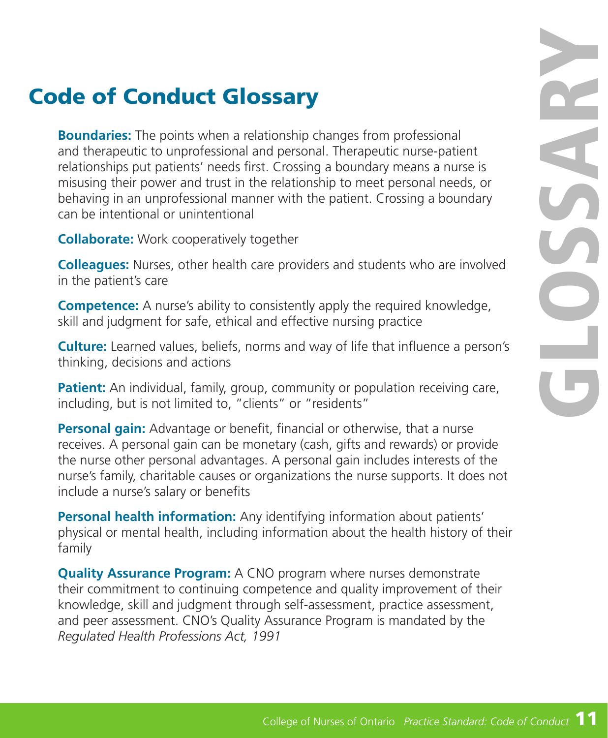# Code of Conduct Glossary

**Boundaries:** The points when a relationship changes from professional and therapeutic to unprofessional and personal. Therapeutic nurse-patient relationships put patients' needs first. Crossing a boundary means a nurse is misusing their power and trust in the relationship to meet personal needs, or behaving in an unprofessional manner with the patient. Crossing a boundary can be intentional or unintentional

**Collaborate:** Work cooperatively together

**Colleagues:** Nurses, other health care providers and students who are involved in the patient's care

**Competence:** A nurse's ability to consistently apply the required knowledge, skill and judgment for safe, ethical and effective nursing practice

**Culture:** Learned values, beliefs, norms and way of life that influence a person's thinking, decisions and actions

**Patient:** An individual, family, group, community or population receiving care, including, but is not limited to, "clients" or "residents"

**Personal gain:** Advantage or benefit, financial or otherwise, that a nurse receives. A personal gain can be monetary (cash, gifts and rewards) or provide the nurse other personal advantages. A personal gain includes interests of the nurse's family, charitable causes or organizations the nurse supports. It does not include a nurse's salary or benefits

**Personal health information:** Any identifying information about patients' physical or mental health, including information about the health history of their family

**Quality Assurance Program:** A CNO program where nurses demonstrate their commitment to continuing competence and quality improvement of their knowledge, skill and judgment through self-assessment, practice assessment, and peer assessment. CNO's Quality Assurance Program is mandated by the *Regulated Health Professions Act, 1991*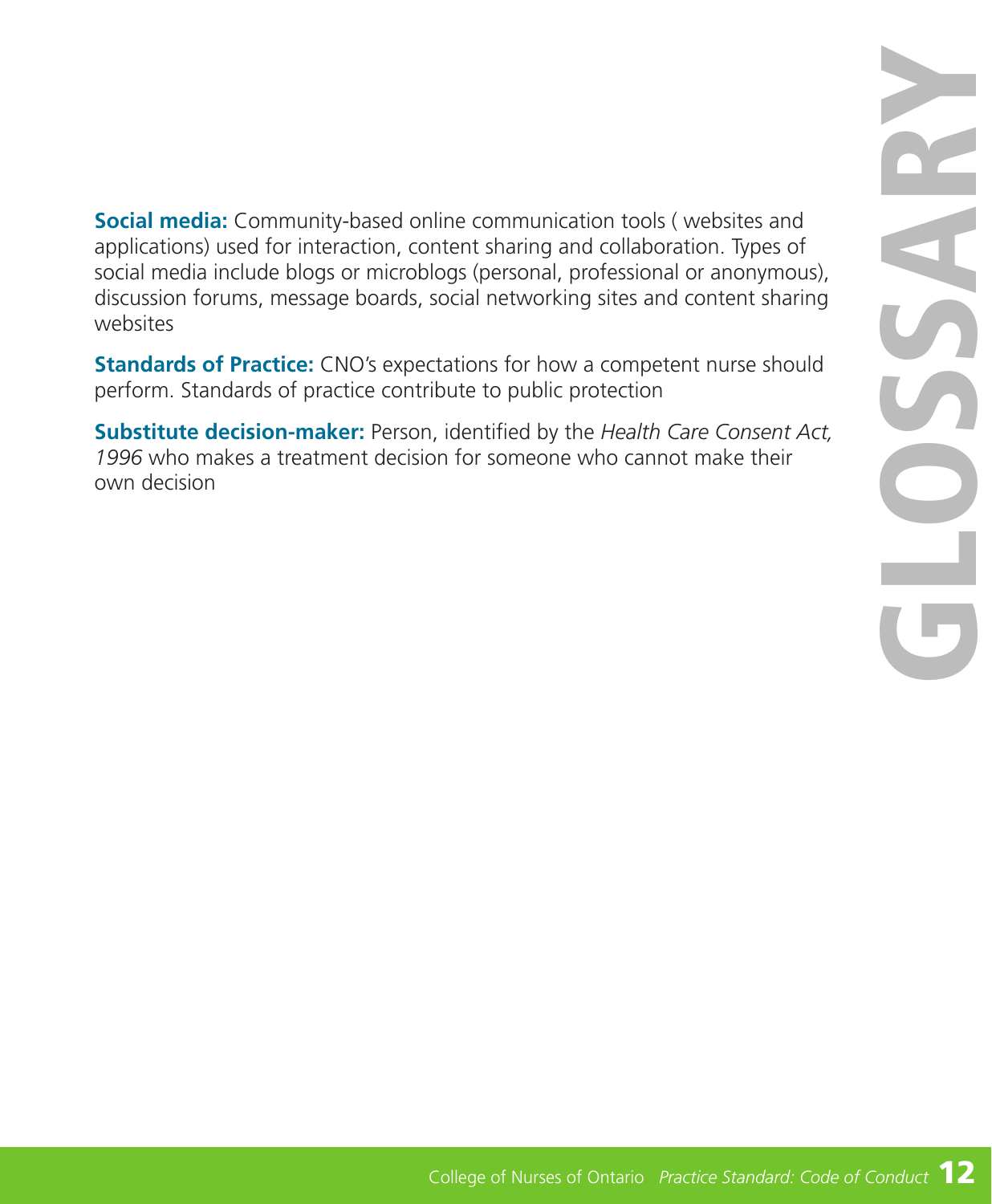# GLOSSARY

**Social media:** Community-based online communication tools ( websites and applications) used for interaction, content sharing and collaboration. Types of social media include blogs or microblogs (personal, professional or anonymous), discussion forums, message boards, social networking sites and content sharing websites

**Standards of Practice:** CNO's expectations for how a competent nurse should perform. Standards of practice contribute to public protection

**Substitute decision-maker:** Person, identified by the *Health Care Consent Act, 1996* who makes a treatment decision for someone who cannot make their own decision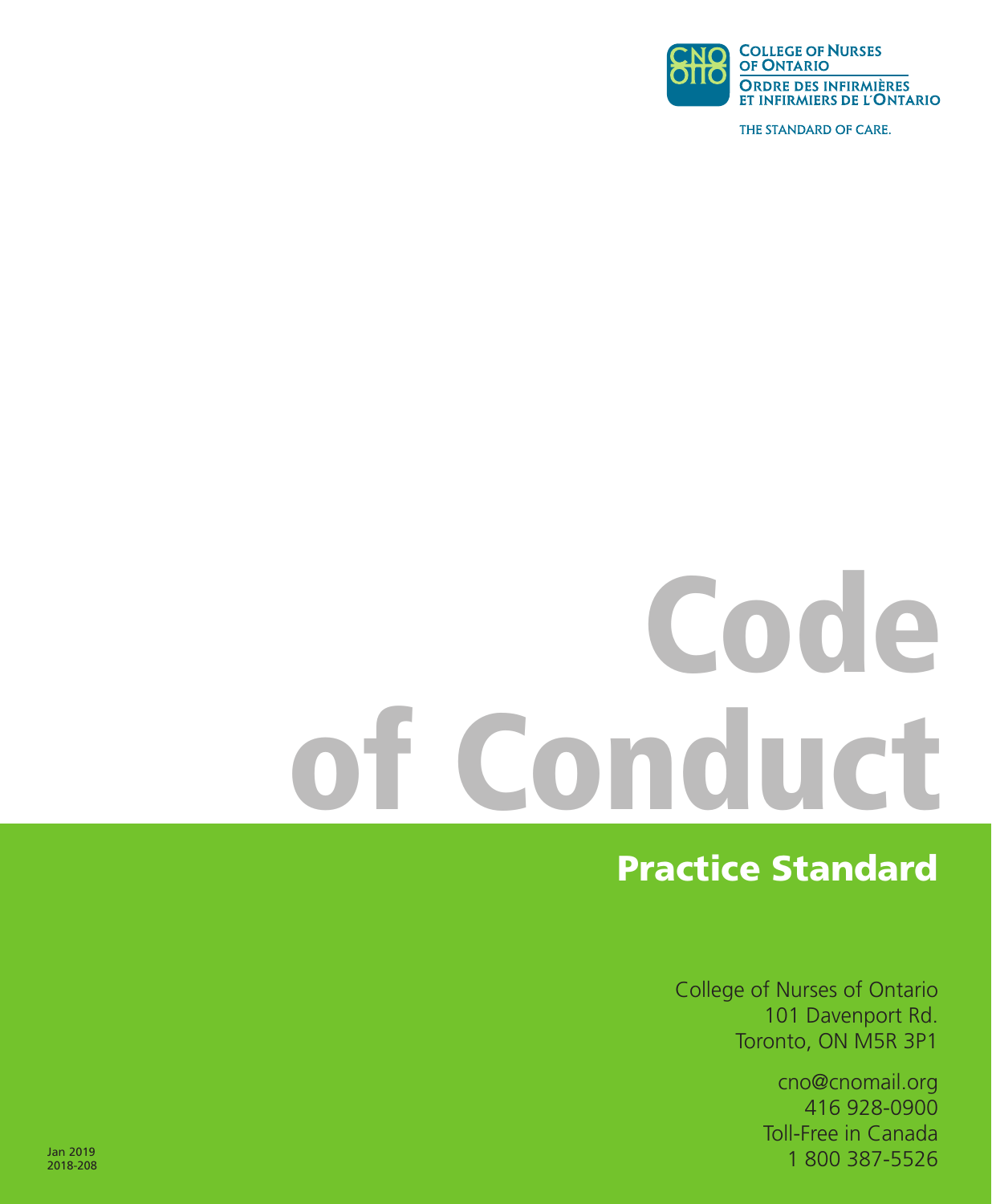College of Nurses of Ontario

Ordre des infirmières et infirmiers de l'Ontario

The Standard of Care.

# Code of Conduct

## Practice Standard

College of Nurses of Ontario
101 Davenport Rd.
Toronto, ON M5R 3P1

cno@cnomail.org
416 928-0900
Toll-Free in Canada
1 800 387-5526

Jan 2019
2018-208